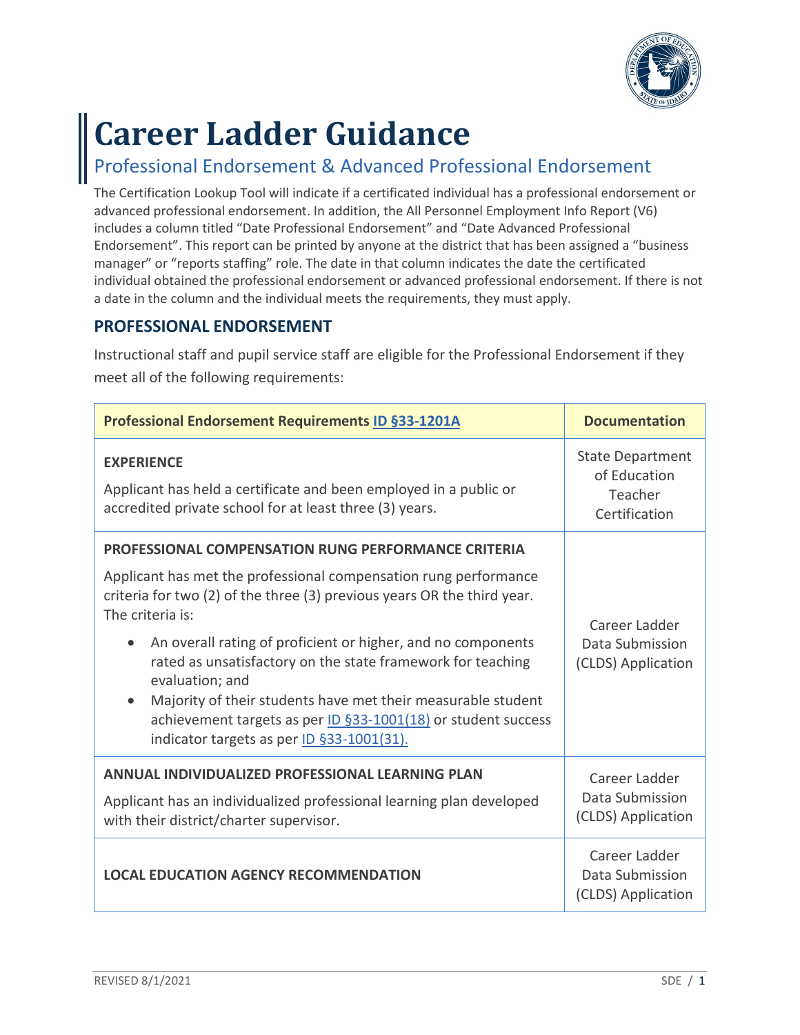# Career Ladder Guidance

## Professional Endorsement & Advanced Professional Endorsement

The Certification Lookup Tool will indicate if a certificated individual has a professional endorsement or advanced professional endorsement. In addition, the All Personnel Employment Info Report (V6) includes a column titled "Date Professional Endorsement" and "Date Advanced Professional Endorsement". This report can be printed by anyone at the district that has been assigned a "business manager" or "reports staffing" role. The date in that column indicates the date the certificated individual obtained the professional endorsement or advanced professional endorsement. If there is not a date in the column and the individual meets the requirements, they must apply.

### PROFESSIONAL ENDORSEMENT

Instructional staff and pupil service staff are eligible for the Professional Endorsement if they meet all of the following requirements:

| Professional Endorsement Requirements ID §33-1201A | Documentation |
|---|---|
| **EXPERIENCE**<br>Applicant has held a certificate and been employed in a public or accredited private school for at least three (3) years. | State Department of Education Teacher Certification |
| **PROFESSIONAL COMPENSATION RUNG PERFORMANCE CRITERIA**<br>Applicant has met the professional compensation rung performance criteria for two (2) of the three (3) previous years OR the third year. The criteria is:<br>• An overall rating of proficient or higher, and no components rated as unsatisfactory on the state framework for teaching evaluation; and<br>• Majority of their students have met their measurable student achievement targets as per ID §33-1001(18) or student success indicator targets as per ID §33-1001(31). | Career Ladder Data Submission (CLDS) Application |
| **ANNUAL INDIVIDUALIZED PROFESSIONAL LEARNING PLAN**<br>Applicant has an individualized professional learning plan developed with their district/charter supervisor. | Career Ladder Data Submission (CLDS) Application |
| **LOCAL EDUCATION AGENCY RECOMMENDATION** | Career Ladder Data Submission (CLDS) Application |

REVISED 8/1/2021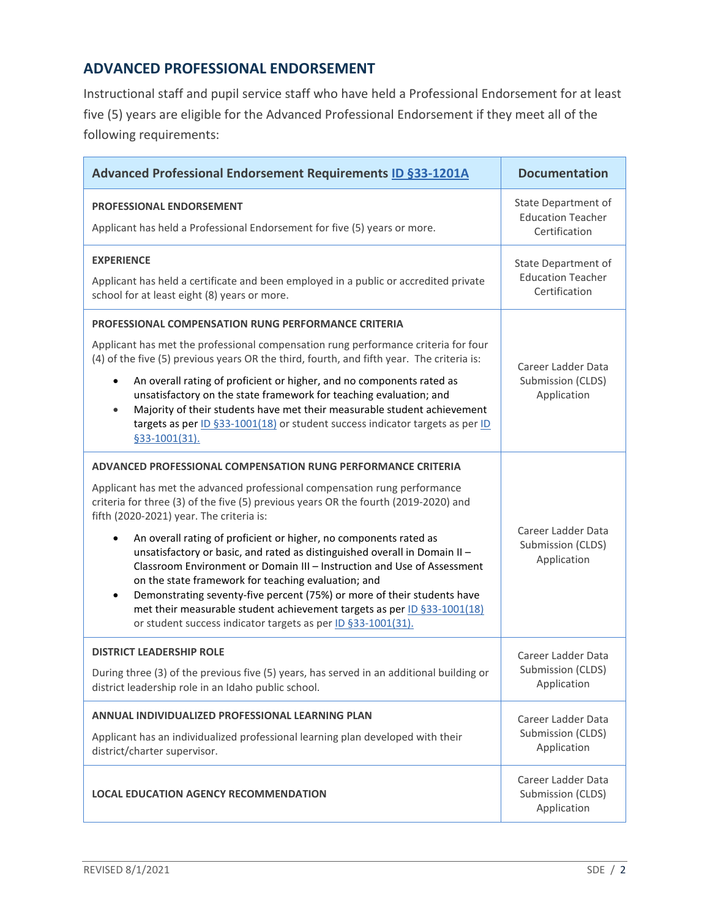## ADVANCED PROFESSIONAL ENDORSEMENT

Instructional staff and pupil service staff who have held a Professional Endorsement for at least five (5) years are eligible for the Advanced Professional Endorsement if they meet all of the following requirements:

| Advanced Professional Endorsement Requirements [ID §33-1201A](#) | Documentation |
|---|---|
| **PROFESSIONAL ENDORSEMENT**<br><br>Applicant has held a Professional Endorsement for five (5) years or more. | State Department of Education Teacher Certification |
| **EXPERIENCE**<br><br>Applicant has held a certificate and been employed in a public or accredited private school for at least eight (8) years or more. | State Department of Education Teacher Certification |
| **PROFESSIONAL COMPENSATION RUNG PERFORMANCE CRITERIA**<br><br>Applicant has met the professional compensation rung performance criteria for four (4) of the five (5) previous years OR the third, fourth, and fifth year. The criteria is:<br><br>• An overall rating of proficient or higher, and no components rated as unsatisfactory on the state framework for teaching evaluation; and<br>• Majority of their students have met their measurable student achievement targets as per ID §33-1001(18) or student success indicator targets as per ID §33-1001(31). | Career Ladder Data Submission (CLDS) Application |
| **ADVANCED PROFESSIONAL COMPENSATION RUNG PERFORMANCE CRITERIA**<br><br>Applicant has met the advanced professional compensation rung performance criteria for three (3) of the five (5) previous years OR the fourth (2019-2020) and fifth (2020-2021) year. The criteria is:<br><br>• An overall rating of proficient or higher, no components rated as unsatisfactory or basic, and rated as distinguished overall in Domain II – Classroom Environment or Domain III – Instruction and Use of Assessment on the state framework for teaching evaluation; and<br>• Demonstrating seventy-five percent (75%) or more of their students have met their measurable student achievement targets as per ID §33-1001(18) or student success indicator targets as per ID §33-1001(31). | Career Ladder Data Submission (CLDS) Application |
| **DISTRICT LEADERSHIP ROLE**<br><br>During three (3) of the previous five (5) years, has served in an additional building or district leadership role in an Idaho public school. | Career Ladder Data Submission (CLDS) Application |
| **ANNUAL INDIVIDUALIZED PROFESSIONAL LEARNING PLAN**<br><br>Applicant has an individualized professional learning plan developed with their district/charter supervisor. | Career Ladder Data Submission (CLDS) Application |
| **LOCAL EDUCATION AGENCY RECOMMENDATION** | Career Ladder Data Submission (CLDS) Application |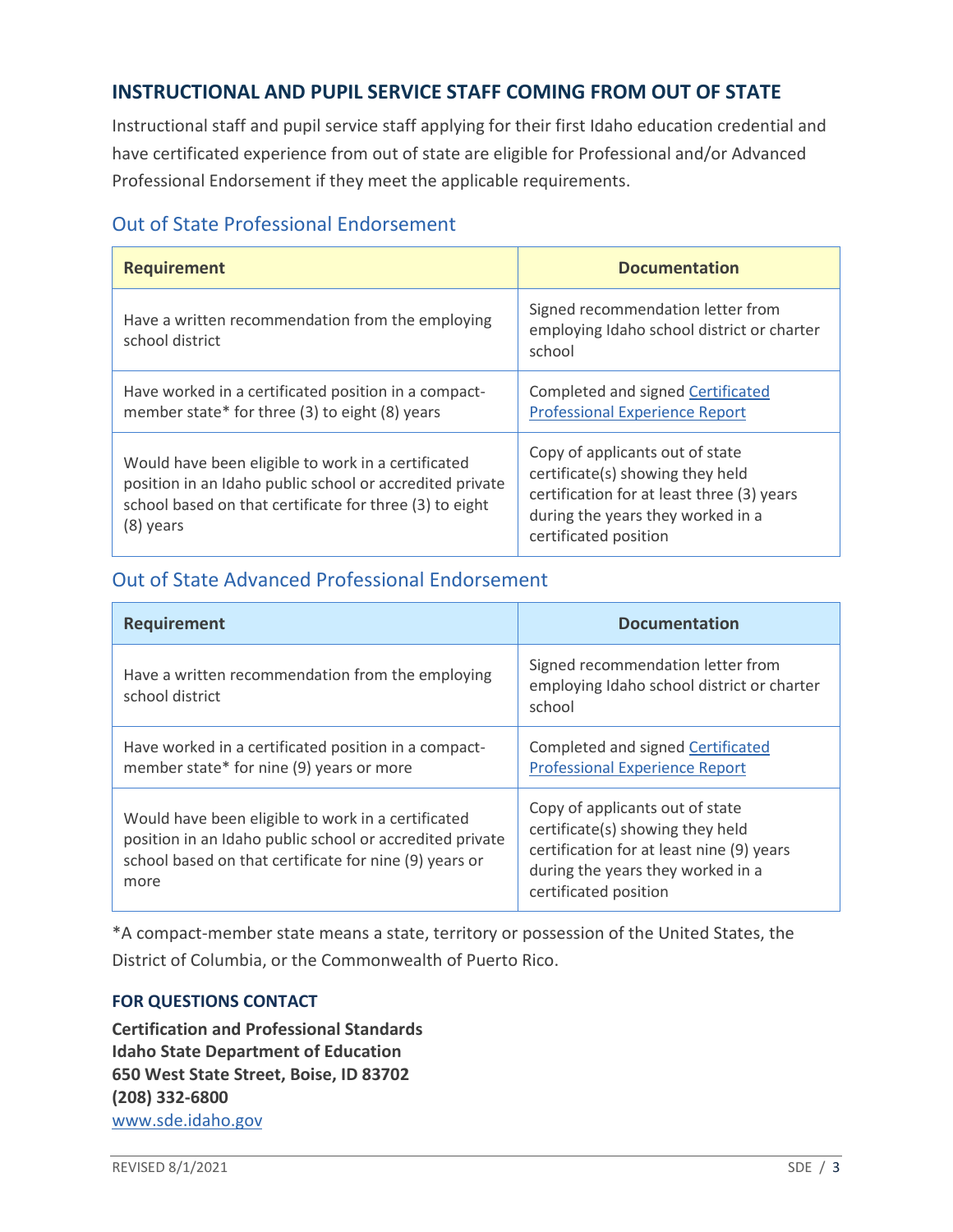## INSTRUCTIONAL AND PUPIL SERVICE STAFF COMING FROM OUT OF STATE

Instructional staff and pupil service staff applying for their first Idaho education credential and have certificated experience from out of state are eligible for Professional and/or Advanced Professional Endorsement if they meet the applicable requirements.

### Out of State Professional Endorsement

| Requirement | Documentation |
|---|---|
| Have a written recommendation from the employing school district | Signed recommendation letter from employing Idaho school district or charter school |
| Have worked in a certificated position in a compact-member state* for three (3) to eight (8) years | Completed and signed [Certificated Professional Experience Report]() |
| Would have been eligible to work in a certificated position in an Idaho public school or accredited private school based on that certificate for three (3) to eight (8) years | Copy of applicants out of state certificate(s) showing they held certification for at least three (3) years during the years they worked in a certificated position |

### Out of State Advanced Professional Endorsement

| Requirement | Documentation |
|---|---|
| Have a written recommendation from the employing school district | Signed recommendation letter from employing Idaho school district or charter school |
| Have worked in a certificated position in a compact-member state* for nine (9) years or more | Completed and signed [Certificated Professional Experience Report]() |
| Would have been eligible to work in a certificated position in an Idaho public school or accredited private school based on that certificate for nine (9) years or more | Copy of applicants out of state certificate(s) showing they held certification for at least nine (9) years during the years they worked in a certificated position |

*A compact-member state means a state, territory or possession of the United States, the District of Columbia, or the Commonwealth of Puerto Rico.

**FOR QUESTIONS CONTACT**

**Certification and Professional Standards**
**Idaho State Department of Education**
**650 West State Street, Boise, ID 83702**
**(208) 332-6800**
[www.sde.idaho.gov](www.sde.idaho.gov)

REVISED 8/1/2021